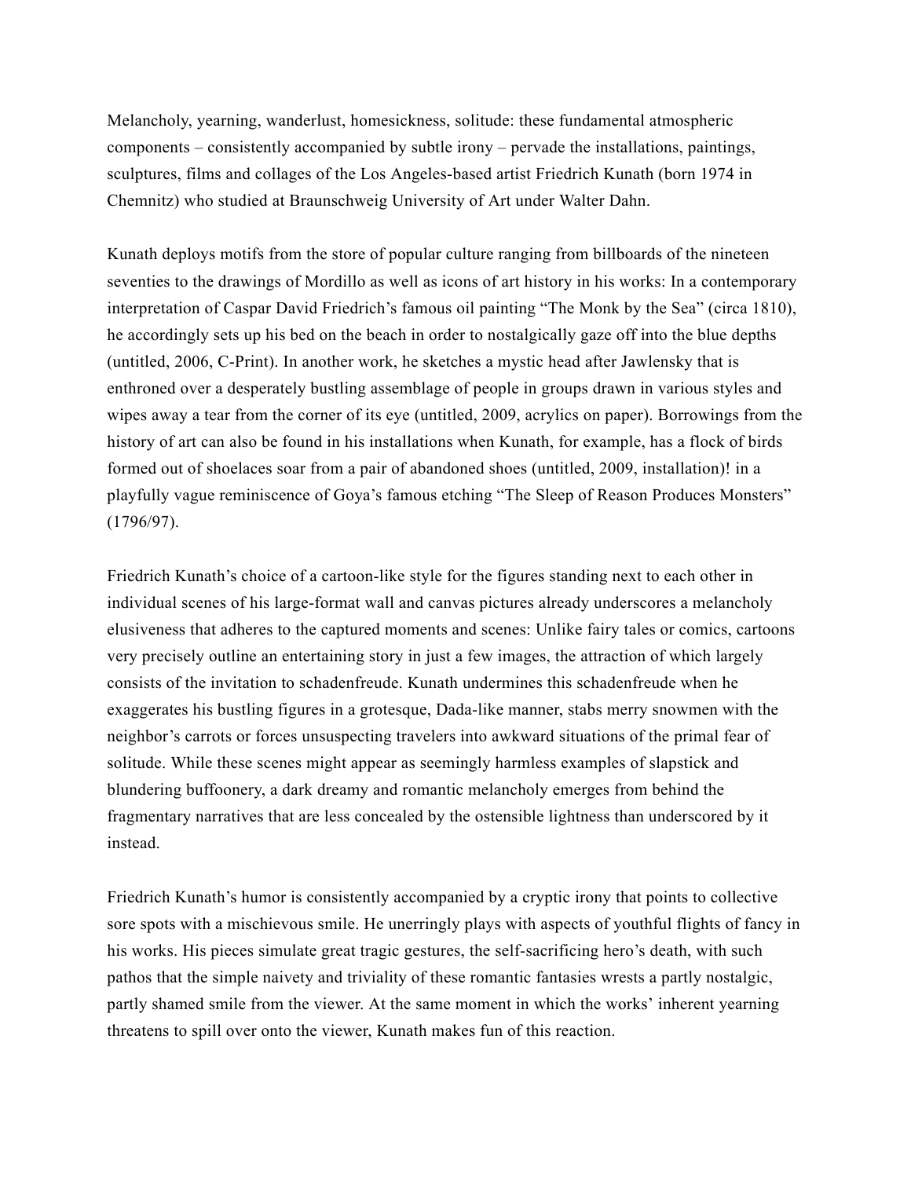Melancholy, yearning, wanderlust, homesickness, solitude: these fundamental atmospheric components – consistently accompanied by subtle irony – pervade the installations, paintings, sculptures, films and collages of the Los Angeles-based artist Friedrich Kunath (born 1974 in Chemnitz) who studied at Braunschweig University of Art under Walter Dahn.

Kunath deploys motifs from the store of popular culture ranging from billboards of the nineteen seventies to the drawings of Mordillo as well as icons of art history in his works: In a contemporary interpretation of Caspar David Friedrich's famous oil painting "The Monk by the Sea" (circa 1810), he accordingly sets up his bed on the beach in order to nostalgically gaze off into the blue depths (untitled, 2006, C-Print). In another work, he sketches a mystic head after Jawlensky that is enthroned over a desperately bustling assemblage of people in groups drawn in various styles and wipes away a tear from the corner of its eye (untitled, 2009, acrylics on paper). Borrowings from the history of art can also be found in his installations when Kunath, for example, has a flock of birds formed out of shoelaces soar from a pair of abandoned shoes (untitled, 2009, installation)! in a playfully vague reminiscence of Goya's famous etching "The Sleep of Reason Produces Monsters" (1796/97).

Friedrich Kunath's choice of a cartoon-like style for the figures standing next to each other in individual scenes of his large-format wall and canvas pictures already underscores a melancholy elusiveness that adheres to the captured moments and scenes: Unlike fairy tales or comics, cartoons very precisely outline an entertaining story in just a few images, the attraction of which largely consists of the invitation to schadenfreude. Kunath undermines this schadenfreude when he exaggerates his bustling figures in a grotesque, Dada-like manner, stabs merry snowmen with the neighbor's carrots or forces unsuspecting travelers into awkward situations of the primal fear of solitude. While these scenes might appear as seemingly harmless examples of slapstick and blundering buffoonery, a dark dreamy and romantic melancholy emerges from behind the fragmentary narratives that are less concealed by the ostensible lightness than underscored by it instead.

Friedrich Kunath's humor is consistently accompanied by a cryptic irony that points to collective sore spots with a mischievous smile. He unerringly plays with aspects of youthful flights of fancy in his works. His pieces simulate great tragic gestures, the self-sacrificing hero's death, with such pathos that the simple naivety and triviality of these romantic fantasies wrests a partly nostalgic, partly shamed smile from the viewer. At the same moment in which the works' inherent yearning threatens to spill over onto the viewer, Kunath makes fun of this reaction.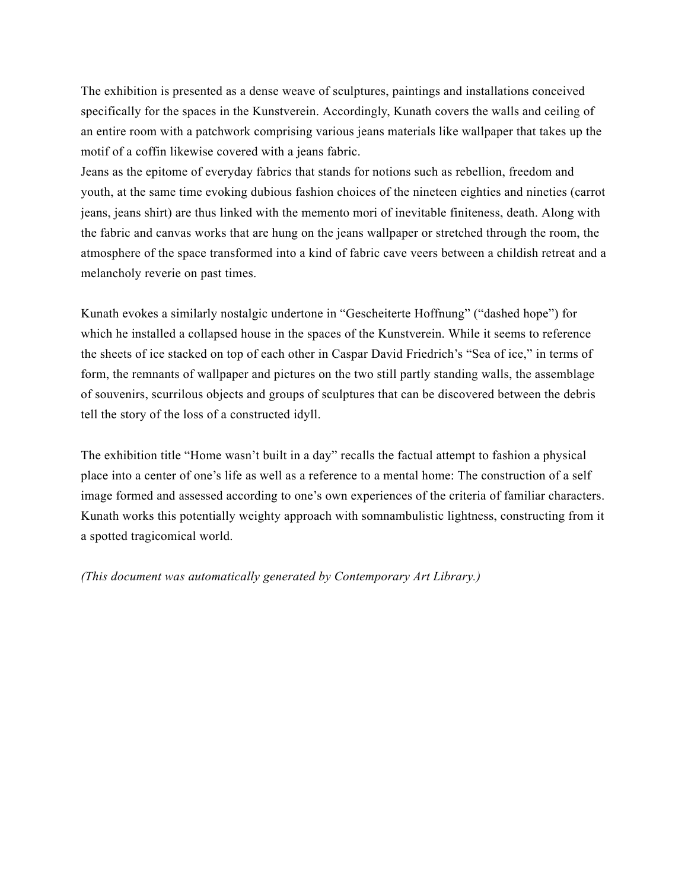The exhibition is presented as a dense weave of sculptures, paintings and installations conceived specifically for the spaces in the Kunstverein. Accordingly, Kunath covers the walls and ceiling of an entire room with a patchwork comprising various jeans materials like wallpaper that takes up the motif of a coffin likewise covered with a jeans fabric.
Jeans as the epitome of everyday fabrics that stands for notions such as rebellion, freedom and youth, at the same time evoking dubious fashion choices of the nineteen eighties and nineties (carrot jeans, jeans shirt) are thus linked with the memento mori of inevitable finiteness, death. Along with the fabric and canvas works that are hung on the jeans wallpaper or stretched through the room, the atmosphere of the space transformed into a kind of fabric cave veers between a childish retreat and a melancholy reverie on past times.

Kunath evokes a similarly nostalgic undertone in “Gescheiterte Hoffnung” (“dashed hope”) for which he installed a collapsed house in the spaces of the Kunstverein. While it seems to reference the sheets of ice stacked on top of each other in Caspar David Friedrich’s “Sea of ice,” in terms of form, the remnants of wallpaper and pictures on the two still partly standing walls, the assemblage of souvenirs, scurrilous objects and groups of sculptures that can be discovered between the debris tell the story of the loss of a constructed idyll.

The exhibition title “Home wasn’t built in a day” recalls the factual attempt to fashion a physical place into a center of one’s life as well as a reference to a mental home: The construction of a self image formed and assessed according to one’s own experiences of the criteria of familiar characters. Kunath works this potentially weighty approach with somnambulistic lightness, constructing from it a spotted tragicomical world.

*(This document was automatically generated by Contemporary Art Library.)*